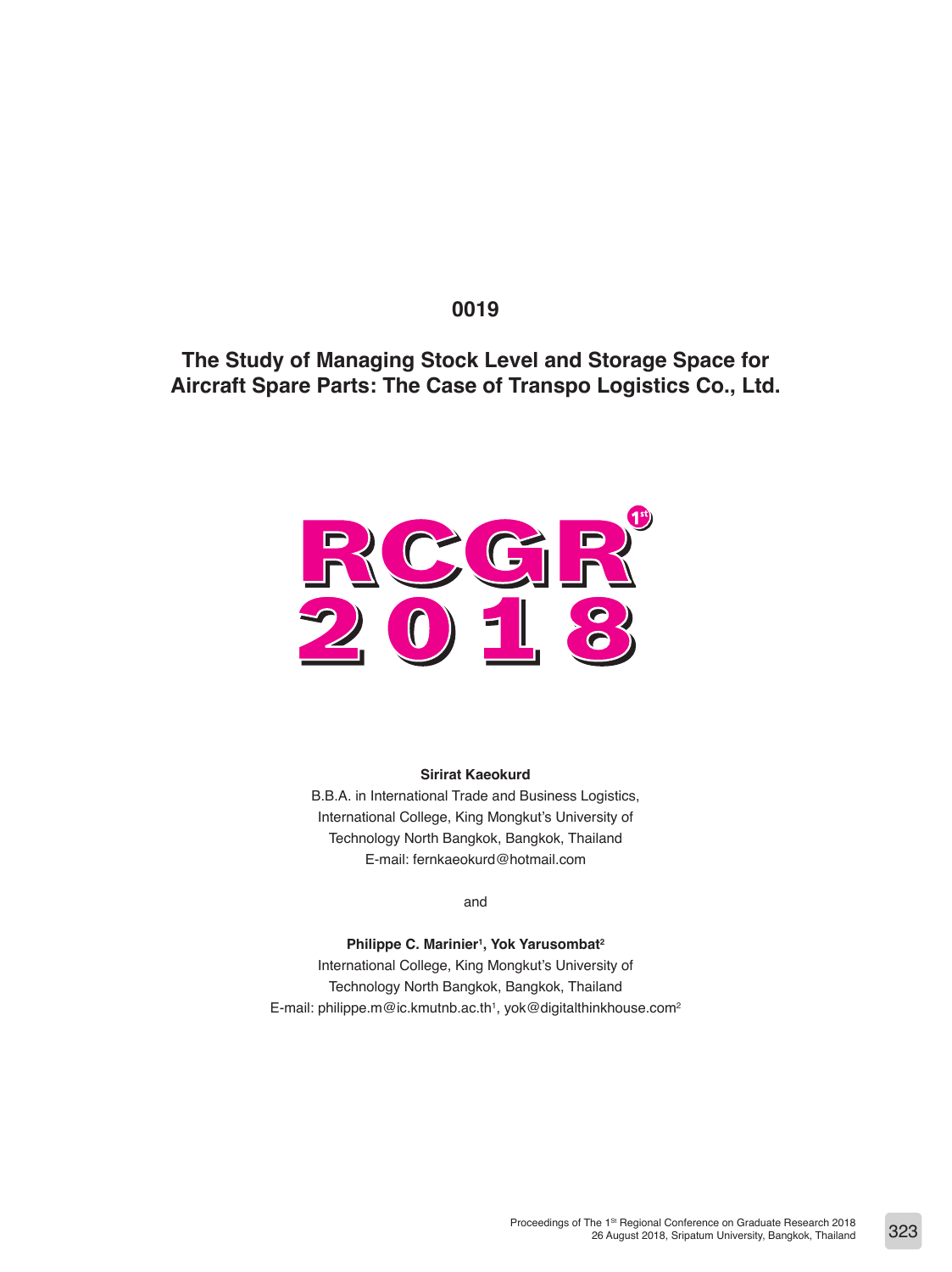**0019**

# The Study of Managing Stock Level and Storage Space for Aircraft Spare Parts: The Case of Transpo Logistics Co., Ltd.

RCGR 1st 2018

**Sirirat Kaeokurd**

B.B.A. in International Trade and Business Logistics,
International College, King Mongkut's University of
Technology North Bangkok, Bangkok, Thailand
E-mail: fernkaeokurd@hotmail.com

and

**Philippe C. Marinier[1], Yok Yarusombat[2]**

International College, King Mongkut's University of
Technology North Bangkok, Bangkok, Thailand
E-mail: philippe.m@ic.kmutnb.ac.th[1], yok@digitalthinkhouse.com[2]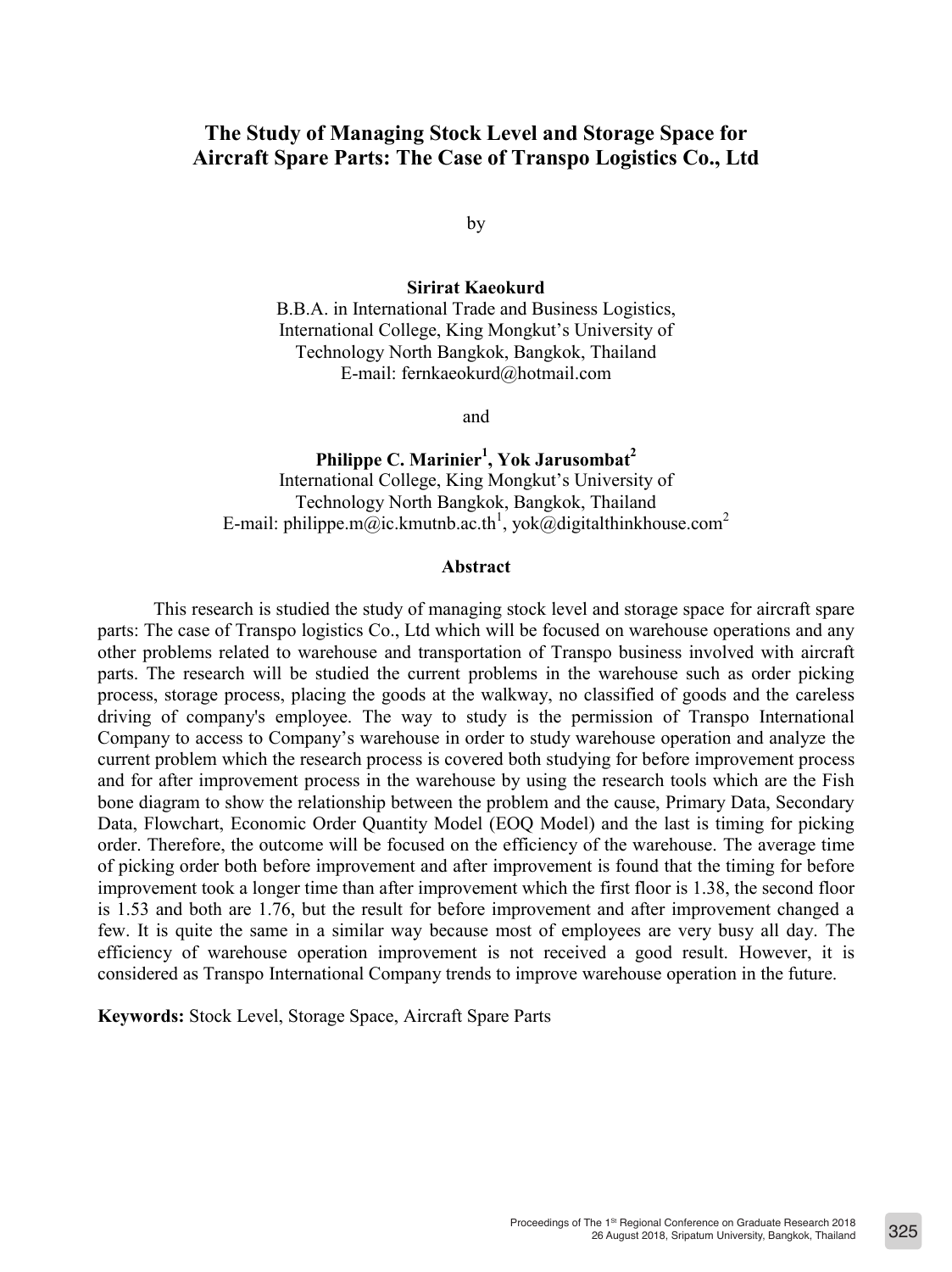# The Study of Managing Stock Level and Storage Space for Aircraft Spare Parts: The Case of Transpo Logistics Co., Ltd

by

**Sirirat Kaeokurd**
B.B.A. in International Trade and Business Logistics,
International College, King Mongkut's University of
Technology North Bangkok, Bangkok, Thailand
E-mail: fernkaeokurd@hotmail.com

and

**Philippe C. Marinier[1], Yok Jarusombat[2]**
International College, King Mongkut's University of
Technology North Bangkok, Bangkok, Thailand
E-mail: philippe.m@ic.kmutnb.ac.th[1], yok@digitalthinkhouse.com[2]

## Abstract

This research is studied the study of managing stock level and storage space for aircraft spare parts: The case of Transpo logistics Co., Ltd which will be focused on warehouse operations and any other problems related to warehouse and transportation of Transpo business involved with aircraft parts. The research will be studied the current problems in the warehouse such as order picking process, storage process, placing the goods at the walkway, no classified of goods and the careless driving of company's employee. The way to study is the permission of Transpo International Company to access to Company's warehouse in order to study warehouse operation and analyze the current problem which the research process is covered both studying for before improvement process and for after improvement process in the warehouse by using the research tools which are the Fish bone diagram to show the relationship between the problem and the cause, Primary Data, Secondary Data, Flowchart, Economic Order Quantity Model (EOQ Model) and the last is timing for picking order. Therefore, the outcome will be focused on the efficiency of the warehouse. The average time of picking order both before improvement and after improvement is found that the timing for before improvement took a longer time than after improvement which the first floor is 1.38, the second floor is 1.53 and both are 1.76, but the result for before improvement and after improvement changed a few. It is quite the same in a similar way because most of employees are very busy all day. The efficiency of warehouse operation improvement is not received a good result. However, it is considered as Transpo International Company trends to improve warehouse operation in the future.

**Keywords:** Stock Level, Storage Space, Aircraft Spare Parts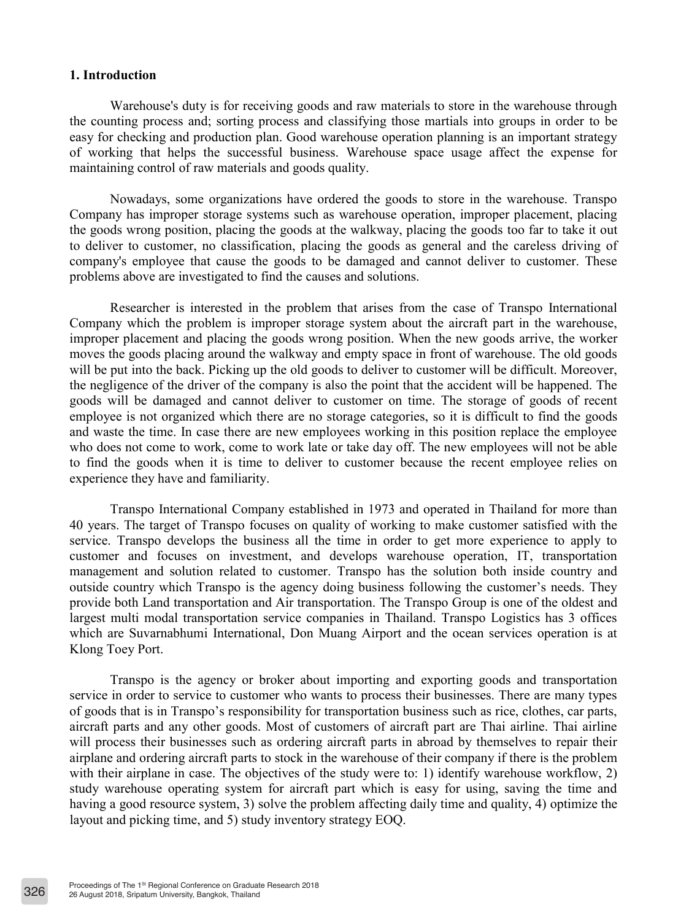## 1. Introduction

Warehouse's duty is for receiving goods and raw materials to store in the warehouse through the counting process and; sorting process and classifying those martials into groups in order to be easy for checking and production plan. Good warehouse operation planning is an important strategy of working that helps the successful business. Warehouse space usage affect the expense for maintaining control of raw materials and goods quality.

Nowadays, some organizations have ordered the goods to store in the warehouse. Transpo Company has improper storage systems such as warehouse operation, improper placement, placing the goods wrong position, placing the goods at the walkway, placing the goods too far to take it out to deliver to customer, no classification, placing the goods as general and the careless driving of company's employee that cause the goods to be damaged and cannot deliver to customer. These problems above are investigated to find the causes and solutions.

Researcher is interested in the problem that arises from the case of Transpo International Company which the problem is improper storage system about the aircraft part in the warehouse, improper placement and placing the goods wrong position. When the new goods arrive, the worker moves the goods placing around the walkway and empty space in front of warehouse. The old goods will be put into the back. Picking up the old goods to deliver to customer will be difficult. Moreover, the negligence of the driver of the company is also the point that the accident will be happened. The goods will be damaged and cannot deliver to customer on time. The storage of goods of recent employee is not organized which there are no storage categories, so it is difficult to find the goods and waste the time. In case there are new employees working in this position replace the employee who does not come to work, come to work late or take day off. The new employees will not be able to find the goods when it is time to deliver to customer because the recent employee relies on experience they have and familiarity.

Transpo International Company established in 1973 and operated in Thailand for more than 40 years. The target of Transpo focuses on quality of working to make customer satisfied with the service. Transpo develops the business all the time in order to get more experience to apply to customer and focuses on investment, and develops warehouse operation, IT, transportation management and solution related to customer. Transpo has the solution both inside country and outside country which Transpo is the agency doing business following the customer's needs. They provide both Land transportation and Air transportation. The Transpo Group is one of the oldest and largest multi modal transportation service companies in Thailand. Transpo Logistics has 3 offices which are Suvarnabhumi International, Don Muang Airport and the ocean services operation is at Klong Toey Port.

Transpo is the agency or broker about importing and exporting goods and transportation service in order to service to customer who wants to process their businesses. There are many types of goods that is in Transpo's responsibility for transportation business such as rice, clothes, car parts, aircraft parts and any other goods. Most of customers of aircraft part are Thai airline. Thai airline will process their businesses such as ordering aircraft parts in abroad by themselves to repair their airplane and ordering aircraft parts to stock in the warehouse of their company if there is the problem with their airplane in case. The objectives of the study were to: 1) identify warehouse workflow, 2) study warehouse operating system for aircraft part which is easy for using, saving the time and having a good resource system, 3) solve the problem affecting daily time and quality, 4) optimize the layout and picking time, and 5) study inventory strategy EOQ.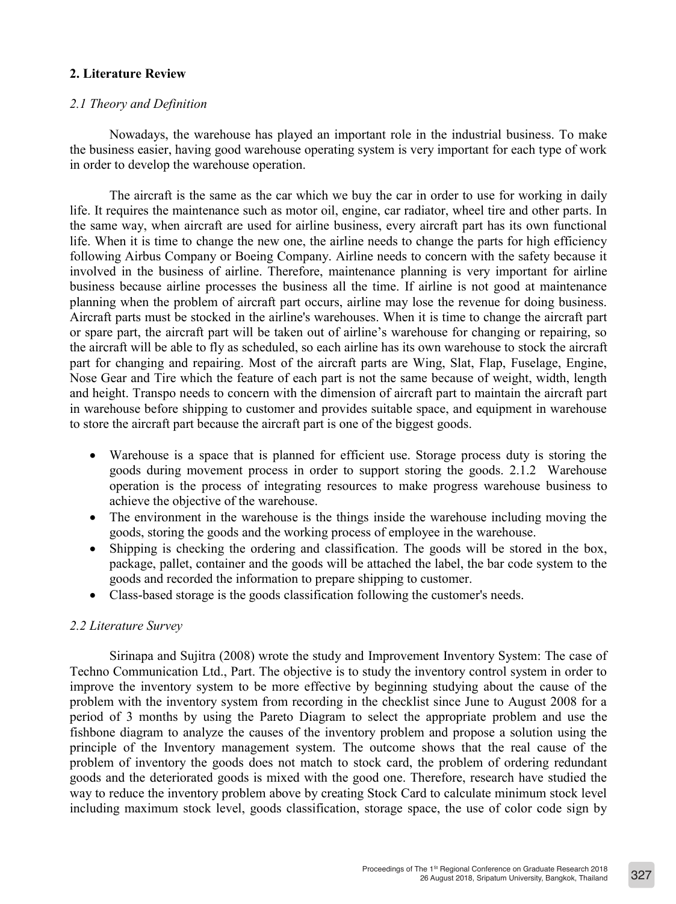## 2. Literature Review

### *2.1 Theory and Definition*

Nowadays, the warehouse has played an important role in the industrial business. To make the business easier, having good warehouse operating system is very important for each type of work in order to develop the warehouse operation.

The aircraft is the same as the car which we buy the car in order to use for working in daily life. It requires the maintenance such as motor oil, engine, car radiator, wheel tire and other parts. In the same way, when aircraft are used for airline business, every aircraft part has its own functional life. When it is time to change the new one, the airline needs to change the parts for high efficiency following Airbus Company or Boeing Company. Airline needs to concern with the safety because it involved in the business of airline. Therefore, maintenance planning is very important for airline business because airline processes the business all the time. If airline is not good at maintenance planning when the problem of aircraft part occurs, airline may lose the revenue for doing business. Aircraft parts must be stocked in the airline's warehouses. When it is time to change the aircraft part or spare part, the aircraft part will be taken out of airline's warehouse for changing or repairing, so the aircraft will be able to fly as scheduled, so each airline has its own warehouse to stock the aircraft part for changing and repairing. Most of the aircraft parts are Wing, Slat, Flap, Fuselage, Engine, Nose Gear and Tire which the feature of each part is not the same because of weight, width, length and height. Transpo needs to concern with the dimension of aircraft part to maintain the aircraft part in warehouse before shipping to customer and provides suitable space, and equipment in warehouse to store the aircraft part because the aircraft part is one of the biggest goods.

- Warehouse is a space that is planned for efficient use. Storage process duty is storing the goods during movement process in order to support storing the goods. 2.1.2 Warehouse operation is the process of integrating resources to make progress warehouse business to achieve the objective of the warehouse.
- The environment in the warehouse is the things inside the warehouse including moving the goods, storing the goods and the working process of employee in the warehouse.
- Shipping is checking the ordering and classification. The goods will be stored in the box, package, pallet, container and the goods will be attached the label, the bar code system to the goods and recorded the information to prepare shipping to customer.
- Class-based storage is the goods classification following the customer's needs.

### *2.2 Literature Survey*

Sirinapa and Sujitra (2008) wrote the study and Improvement Inventory System: The case of Techno Communication Ltd., Part. The objective is to study the inventory control system in order to improve the inventory system to be more effective by beginning studying about the cause of the problem with the inventory system from recording in the checklist since June to August 2008 for a period of 3 months by using the Pareto Diagram to select the appropriate problem and use the fishbone diagram to analyze the causes of the inventory problem and propose a solution using the principle of the Inventory management system. The outcome shows that the real cause of the problem of inventory the goods does not match to stock card, the problem of ordering redundant goods and the deteriorated goods is mixed with the good one. Therefore, research have studied the way to reduce the inventory problem above by creating Stock Card to calculate minimum stock level including maximum stock level, goods classification, storage space, the use of color code sign by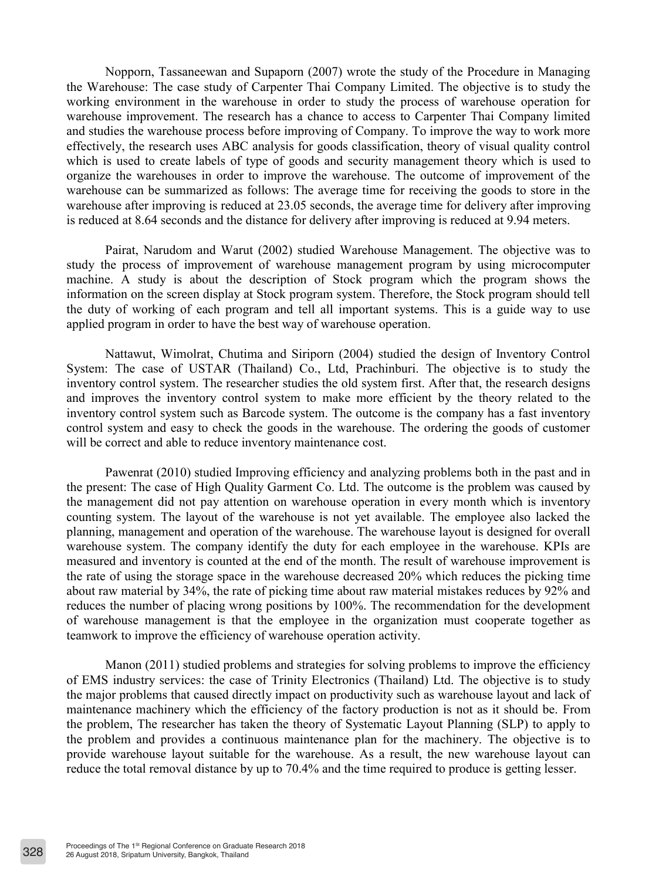Nopporn, Tassaneewan and Supaporn (2007) wrote the study of the Procedure in Managing the Warehouse: The case study of Carpenter Thai Company Limited. The objective is to study the working environment in the warehouse in order to study the process of warehouse operation for warehouse improvement. The research has a chance to access to Carpenter Thai Company limited and studies the warehouse process before improving of Company. To improve the way to work more effectively, the research uses ABC analysis for goods classification, theory of visual quality control which is used to create labels of type of goods and security management theory which is used to organize the warehouses in order to improve the warehouse. The outcome of improvement of the warehouse can be summarized as follows: The average time for receiving the goods to store in the warehouse after improving is reduced at 23.05 seconds, the average time for delivery after improving is reduced at 8.64 seconds and the distance for delivery after improving is reduced at 9.94 meters.

Pairat, Narudom and Warut (2002) studied Warehouse Management. The objective was to study the process of improvement of warehouse management program by using microcomputer machine. A study is about the description of Stock program which the program shows the information on the screen display at Stock program system. Therefore, the Stock program should tell the duty of working of each program and tell all important systems. This is a guide way to use applied program in order to have the best way of warehouse operation.

Nattawut, Wimolrat, Chutima and Siriporn (2004) studied the design of Inventory Control System: The case of USTAR (Thailand) Co., Ltd, Prachinburi. The objective is to study the inventory control system. The researcher studies the old system first. After that, the research designs and improves the inventory control system to make more efficient by the theory related to the inventory control system such as Barcode system. The outcome is the company has a fast inventory control system and easy to check the goods in the warehouse. The ordering the goods of customer will be correct and able to reduce inventory maintenance cost.

Pawenrat (2010) studied Improving efficiency and analyzing problems both in the past and in the present: The case of High Quality Garment Co. Ltd. The outcome is the problem was caused by the management did not pay attention on warehouse operation in every month which is inventory counting system. The layout of the warehouse is not yet available. The employee also lacked the planning, management and operation of the warehouse. The warehouse layout is designed for overall warehouse system. The company identify the duty for each employee in the warehouse. KPIs are measured and inventory is counted at the end of the month. The result of warehouse improvement is the rate of using the storage space in the warehouse decreased 20% which reduces the picking time about raw material by 34%, the rate of picking time about raw material mistakes reduces by 92% and reduces the number of placing wrong positions by 100%. The recommendation for the development of warehouse management is that the employee in the organization must cooperate together as teamwork to improve the efficiency of warehouse operation activity.

Manon (2011) studied problems and strategies for solving problems to improve the efficiency of EMS industry services: the case of Trinity Electronics (Thailand) Ltd. The objective is to study the major problems that caused directly impact on productivity such as warehouse layout and lack of maintenance machinery which the efficiency of the factory production is not as it should be. From the problem, The researcher has taken the theory of Systematic Layout Planning (SLP) to apply to the problem and provides a continuous maintenance plan for the machinery. The objective is to provide warehouse layout suitable for the warehouse. As a result, the new warehouse layout can reduce the total removal distance by up to 70.4% and the time required to produce is getting lesser.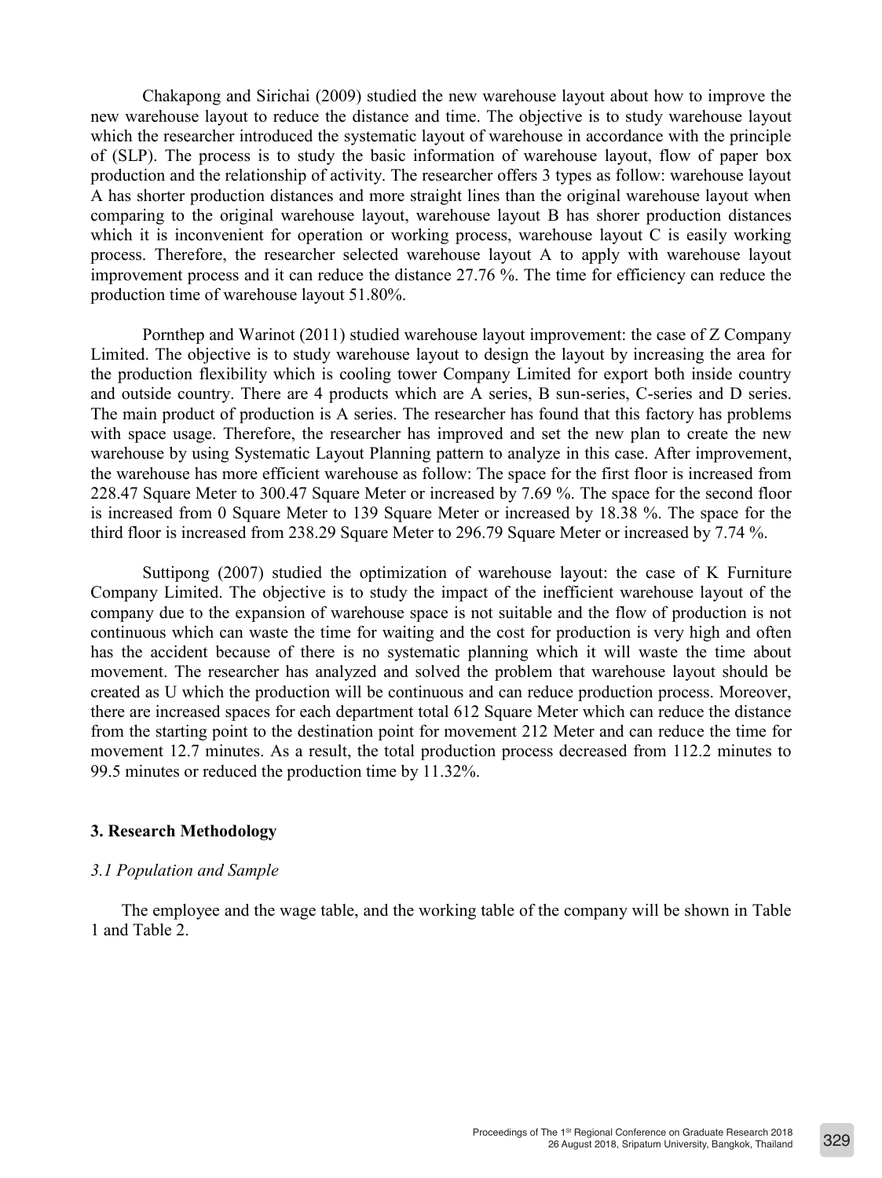Chakapong and Sirichai (2009) studied the new warehouse layout about how to improve the new warehouse layout to reduce the distance and time. The objective is to study warehouse layout which the researcher introduced the systematic layout of warehouse in accordance with the principle of (SLP). The process is to study the basic information of warehouse layout, flow of paper box production and the relationship of activity. The researcher offers 3 types as follow: warehouse layout A has shorter production distances and more straight lines than the original warehouse layout when comparing to the original warehouse layout, warehouse layout B has shorer production distances which it is inconvenient for operation or working process, warehouse layout C is easily working process. Therefore, the researcher selected warehouse layout A to apply with warehouse layout improvement process and it can reduce the distance 27.76 %. The time for efficiency can reduce the production time of warehouse layout 51.80%.

Pornthep and Warinot (2011) studied warehouse layout improvement: the case of Z Company Limited. The objective is to study warehouse layout to design the layout by increasing the area for the production flexibility which is cooling tower Company Limited for export both inside country and outside country. There are 4 products which are A series, B sun-series, C-series and D series. The main product of production is A series. The researcher has found that this factory has problems with space usage. Therefore, the researcher has improved and set the new plan to create the new warehouse by using Systematic Layout Planning pattern to analyze in this case. After improvement, the warehouse has more efficient warehouse as follow: The space for the first floor is increased from 228.47 Square Meter to 300.47 Square Meter or increased by 7.69 %. The space for the second floor is increased from 0 Square Meter to 139 Square Meter or increased by 18.38 %. The space for the third floor is increased from 238.29 Square Meter to 296.79 Square Meter or increased by 7.74 %.

Suttipong (2007) studied the optimization of warehouse layout: the case of K Furniture Company Limited. The objective is to study the impact of the inefficient warehouse layout of the company due to the expansion of warehouse space is not suitable and the flow of production is not continuous which can waste the time for waiting and the cost for production is very high and often has the accident because of there is no systematic planning which it will waste the time about movement. The researcher has analyzed and solved the problem that warehouse layout should be created as U which the production will be continuous and can reduce production process. Moreover, there are increased spaces for each department total 612 Square Meter which can reduce the distance from the starting point to the destination point for movement 212 Meter and can reduce the time for movement 12.7 minutes. As a result, the total production process decreased from 112.2 minutes to 99.5 minutes or reduced the production time by 11.32%.

## 3. Research Methodology

### *3.1 Population and Sample*

The employee and the wage table, and the working table of the company will be shown in Table 1 and Table 2.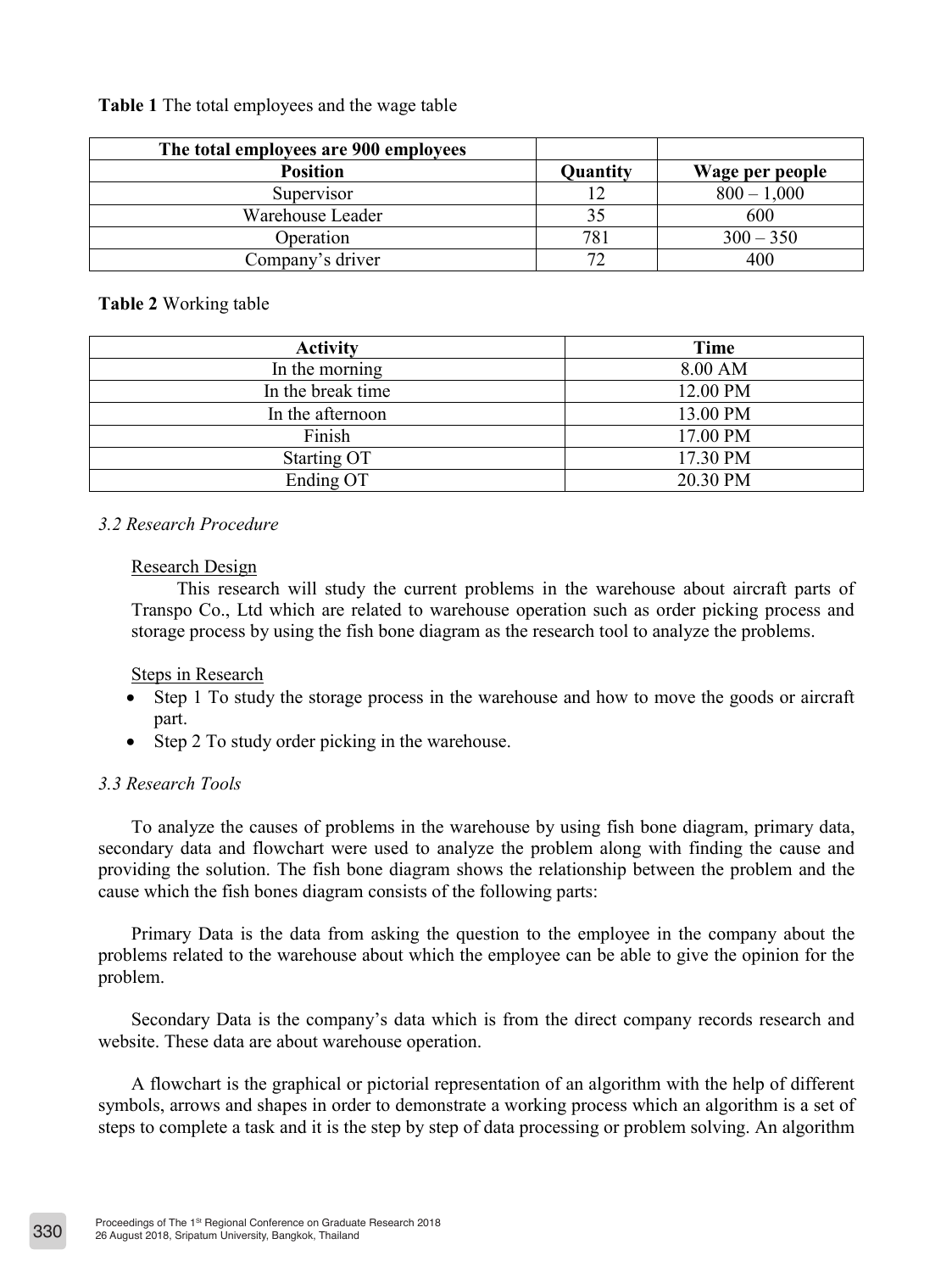**Table 1** The total employees and the wage table

| The total employees are 900 employees | | |
|---|---|---|
| **Position** | **Quantity** | **Wage per people** |
| Supervisor | 12 | 800 – 1,000 |
| Warehouse Leader | 35 | 600 |
| Operation | 781 | 300 – 350 |
| Company's driver | 72 | 400 |

**Table 2** Working table

| Activity | Time |
|---|---|
| In the morning | 8.00 AM |
| In the break time | 12.00 PM |
| In the afternoon | 13.00 PM |
| Finish | 17.00 PM |
| Starting OT | 17.30 PM |
| Ending OT | 20.30 PM |

*3.2 Research Procedure*

Research Design

This research will study the current problems in the warehouse about aircraft parts of Transpo Co., Ltd which are related to warehouse operation such as order picking process and storage process by using the fish bone diagram as the research tool to analyze the problems.

Steps in Research

- Step 1 To study the storage process in the warehouse and how to move the goods or aircraft part.
- Step 2 To study order picking in the warehouse.

*3.3 Research Tools*

To analyze the causes of problems in the warehouse by using fish bone diagram, primary data, secondary data and flowchart were used to analyze the problem along with finding the cause and providing the solution. The fish bone diagram shows the relationship between the problem and the cause which the fish bones diagram consists of the following parts:

Primary Data is the data from asking the question to the employee in the company about the problems related to the warehouse about which the employee can be able to give the opinion for the problem.

Secondary Data is the company's data which is from the direct company records research and website. These data are about warehouse operation.

A flowchart is the graphical or pictorial representation of an algorithm with the help of different symbols, arrows and shapes in order to demonstrate a working process which an algorithm is a set of steps to complete a task and it is the step by step of data processing or problem solving. An algorithm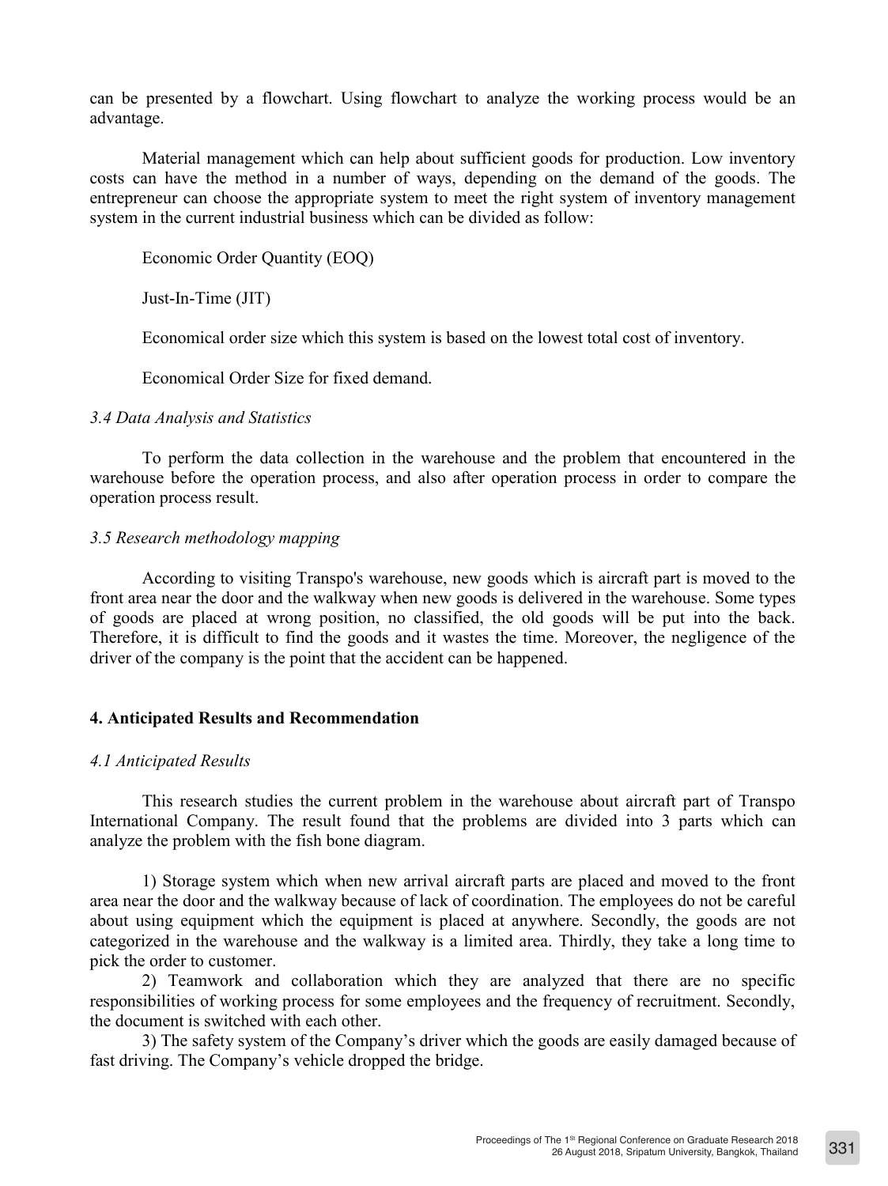can be presented by a flowchart. Using flowchart to analyze the working process would be an advantage.

Material management which can help about sufficient goods for production. Low inventory costs can have the method in a number of ways, depending on the demand of the goods. The entrepreneur can choose the appropriate system to meet the right system of inventory management system in the current industrial business which can be divided as follow:

Economic Order Quantity (EOQ)

Just-In-Time (JIT)

Economical order size which this system is based on the lowest total cost of inventory.

Economical Order Size for fixed demand.

*3.4 Data Analysis and Statistics*

To perform the data collection in the warehouse and the problem that encountered in the warehouse before the operation process, and also after operation process in order to compare the operation process result.

*3.5 Research methodology mapping*

According to visiting Transpo's warehouse, new goods which is aircraft part is moved to the front area near the door and the walkway when new goods is delivered in the warehouse. Some types of goods are placed at wrong position, no classified, the old goods will be put into the back. Therefore, it is difficult to find the goods and it wastes the time. Moreover, the negligence of the driver of the company is the point that the accident can be happened.

## 4. Anticipated Results and Recommendation

*4.1 Anticipated Results*

This research studies the current problem in the warehouse about aircraft part of Transpo International Company. The result found that the problems are divided into 3 parts which can analyze the problem with the fish bone diagram.

1) Storage system which when new arrival aircraft parts are placed and moved to the front area near the door and the walkway because of lack of coordination. The employees do not be careful about using equipment which the equipment is placed at anywhere. Secondly, the goods are not categorized in the warehouse and the walkway is a limited area. Thirdly, they take a long time to pick the order to customer.

2) Teamwork and collaboration which they are analyzed that there are no specific responsibilities of working process for some employees and the frequency of recruitment. Secondly, the document is switched with each other.

3) The safety system of the Company's driver which the goods are easily damaged because of fast driving. The Company's vehicle dropped the bridge.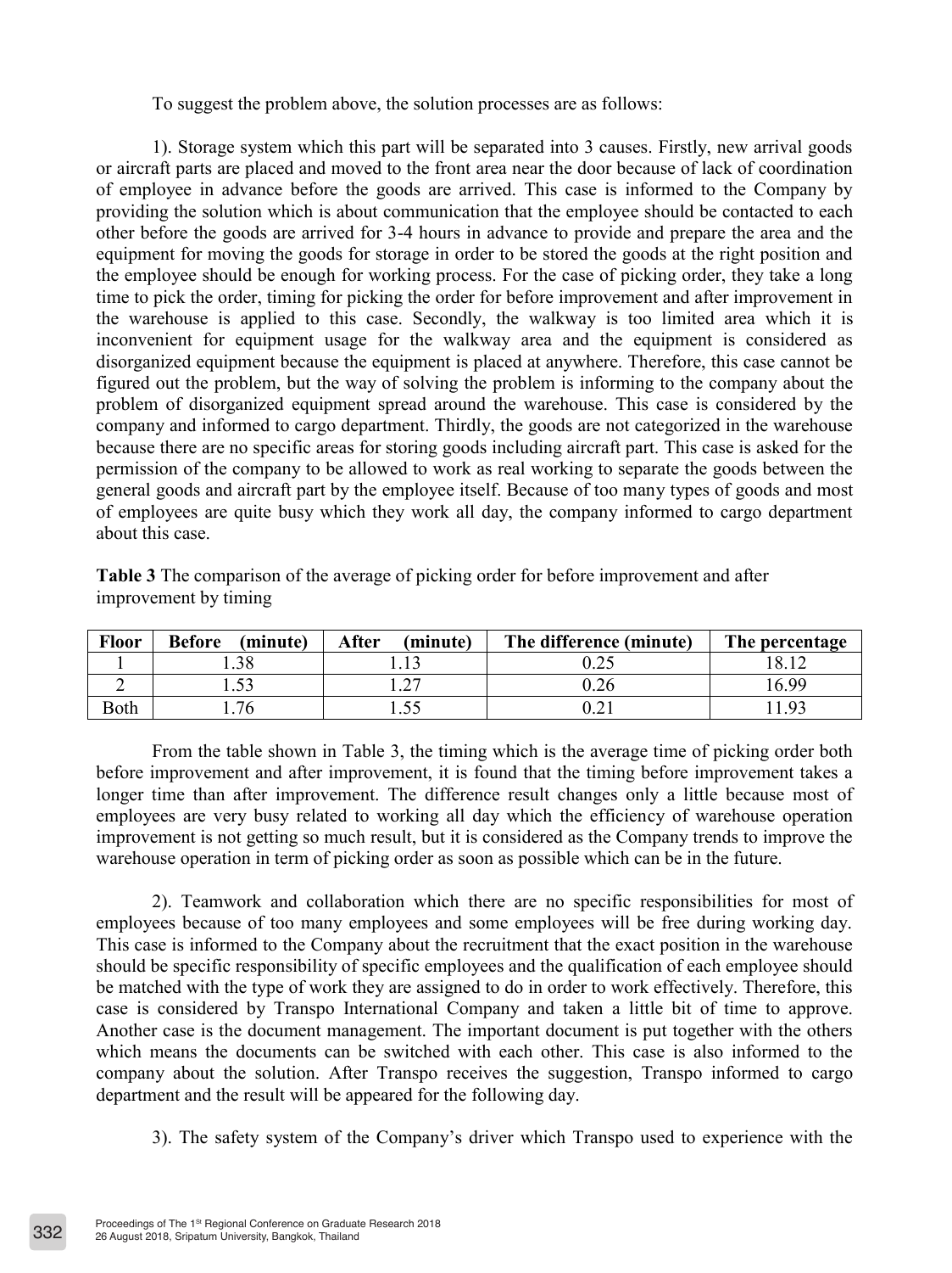To suggest the problem above, the solution processes are as follows:

1). Storage system which this part will be separated into 3 causes. Firstly, new arrival goods or aircraft parts are placed and moved to the front area near the door because of lack of coordination of employee in advance before the goods are arrived. This case is informed to the Company by providing the solution which is about communication that the employee should be contacted to each other before the goods are arrived for 3-4 hours in advance to provide and prepare the area and the equipment for moving the goods for storage in order to be stored the goods at the right position and the employee should be enough for working process. For the case of picking order, they take a long time to pick the order, timing for picking the order for before improvement and after improvement in the warehouse is applied to this case. Secondly, the walkway is too limited area which it is inconvenient for equipment usage for the walkway area and the equipment is considered as disorganized equipment because the equipment is placed at anywhere. Therefore, this case cannot be figured out the problem, but the way of solving the problem is informing to the company about the problem of disorganized equipment spread around the warehouse. This case is considered by the company and informed to cargo department. Thirdly, the goods are not categorized in the warehouse because there are no specific areas for storing goods including aircraft part. This case is asked for the permission of the company to be allowed to work as real working to separate the goods between the general goods and aircraft part by the employee itself. Because of too many types of goods and most of employees are quite busy which they work all day, the company informed to cargo department about this case.

**Table 3** The comparison of the average of picking order for before improvement and after improvement by timing

| Floor | Before (minute) | After (minute) | The difference (minute) | The percentage |
|---|---|---|---|---|
| 1 | 1.38 | 1.13 | 0.25 | 18.12 |
| 2 | 1.53 | 1.27 | 0.26 | 16.99 |
| Both | 1.76 | 1.55 | 0.21 | 11.93 |

From the table shown in Table 3, the timing which is the average time of picking order both before improvement and after improvement, it is found that the timing before improvement takes a longer time than after improvement. The difference result changes only a little because most of employees are very busy related to working all day which the efficiency of warehouse operation improvement is not getting so much result, but it is considered as the Company trends to improve the warehouse operation in term of picking order as soon as possible which can be in the future.

2). Teamwork and collaboration which there are no specific responsibilities for most of employees because of too many employees and some employees will be free during working day. This case is informed to the Company about the recruitment that the exact position in the warehouse should be specific responsibility of specific employees and the qualification of each employee should be matched with the type of work they are assigned to do in order to work effectively. Therefore, this case is considered by Transpo International Company and taken a little bit of time to approve. Another case is the document management. The important document is put together with the others which means the documents can be switched with each other. This case is also informed to the company about the solution. After Transpo receives the suggestion, Transpo informed to cargo department and the result will be appeared for the following day.

3). The safety system of the Company's driver which Transpo used to experience with the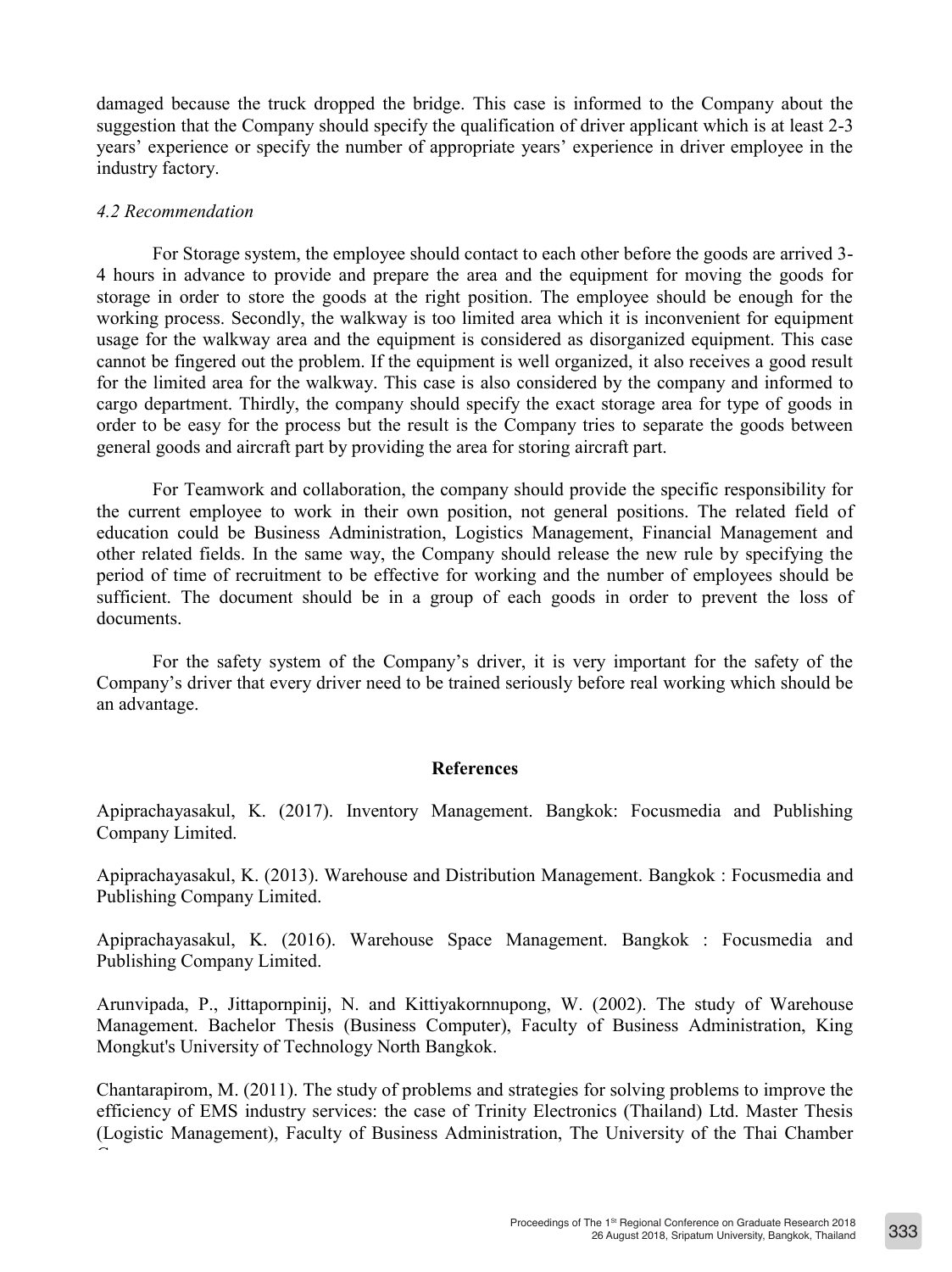damaged because the truck dropped the bridge. This case is informed to the Company about the suggestion that the Company should specify the qualification of driver applicant which is at least 2-3 years' experience or specify the number of appropriate years' experience in driver employee in the industry factory.

*4.2 Recommendation*

For Storage system, the employee should contact to each other before the goods are arrived 3-4 hours in advance to provide and prepare the area and the equipment for moving the goods for storage in order to store the goods at the right position. The employee should be enough for the working process. Secondly, the walkway is too limited area which it is inconvenient for equipment usage for the walkway area and the equipment is considered as disorganized equipment. This case cannot be fingered out the problem. If the equipment is well organized, it also receives a good result for the limited area for the walkway. This case is also considered by the company and informed to cargo department. Thirdly, the company should specify the exact storage area for type of goods in order to be easy for the process but the result is the Company tries to separate the goods between general goods and aircraft part by providing the area for storing aircraft part.

For Teamwork and collaboration, the company should provide the specific responsibility for the current employee to work in their own position, not general positions. The related field of education could be Business Administration, Logistics Management, Financial Management and other related fields. In the same way, the Company should release the new rule by specifying the period of time of recruitment to be effective for working and the number of employees should be sufficient. The document should be in a group of each goods in order to prevent the loss of documents.

For the safety system of the Company's driver, it is very important for the safety of the Company's driver that every driver need to be trained seriously before real working which should be an advantage.

## References

Apiprachayasakul, K. (2017). Inventory Management. Bangkok: Focusmedia and Publishing Company Limited.

Apiprachayasakul, K. (2013). Warehouse and Distribution Management. Bangkok : Focusmedia and Publishing Company Limited.

Apiprachayasakul, K. (2016). Warehouse Space Management. Bangkok : Focusmedia and Publishing Company Limited.

Arunvipada, P., Jittapornpinij, N. and Kittiyakornnupong, W. (2002). The study of Warehouse Management. Bachelor Thesis (Business Computer), Faculty of Business Administration, King Mongkut's University of Technology North Bangkok.

Chantarapirom, M. (2011). The study of problems and strategies for solving problems to improve the efficiency of EMS industry services: the case of Trinity Electronics (Thailand) Ltd. Master Thesis (Logistic Management), Faculty of Business Administration, The University of the Thai Chamber C